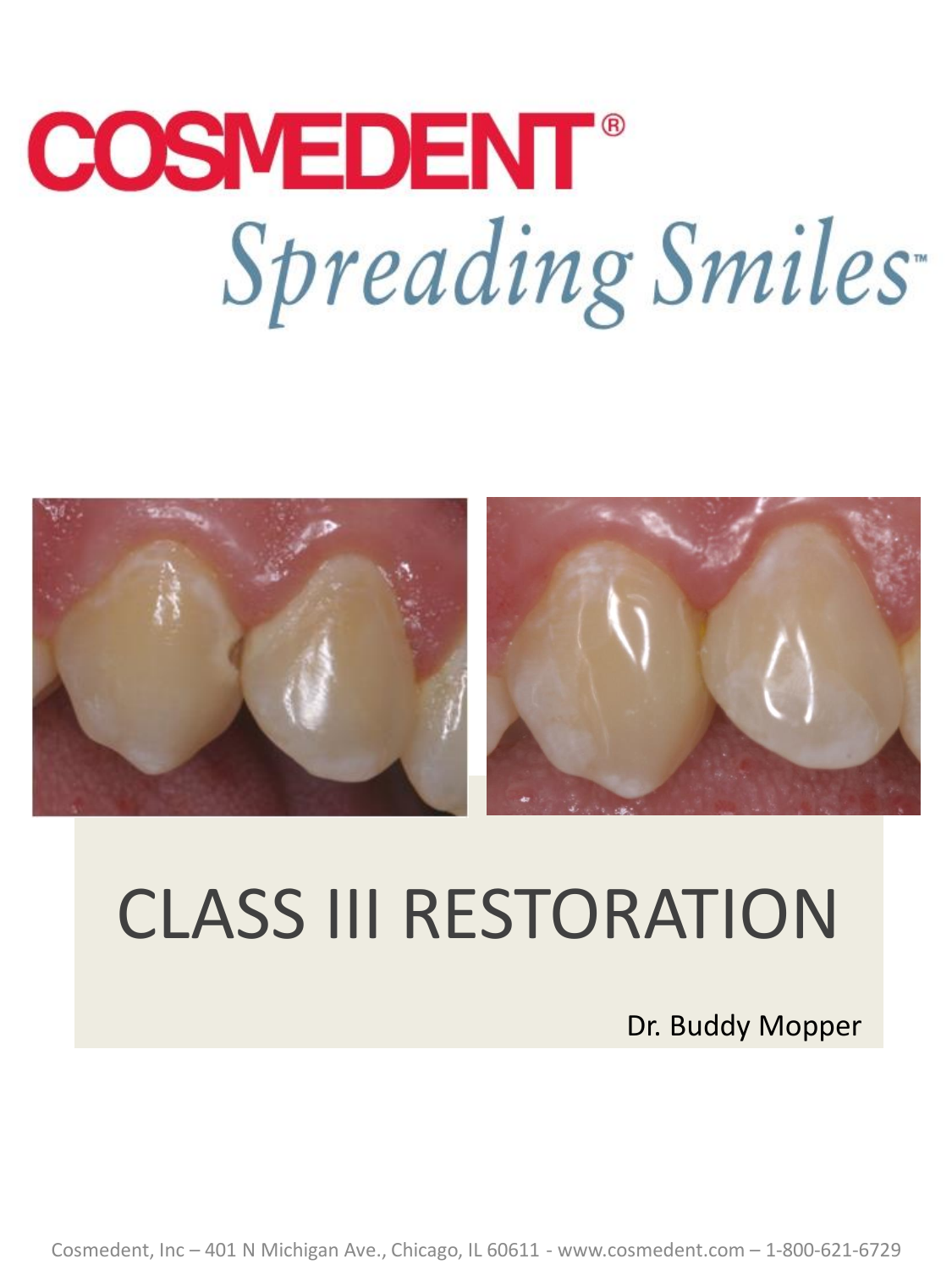COSMEDENT®

*Spreading Smiles™*

# CLASS III RESTORATION

Dr. Buddy Mopper

Cosmedent, Inc – 401 N Michigan Ave., Chicago, IL 60611 - www.cosmedent.com – 1-800-621-6729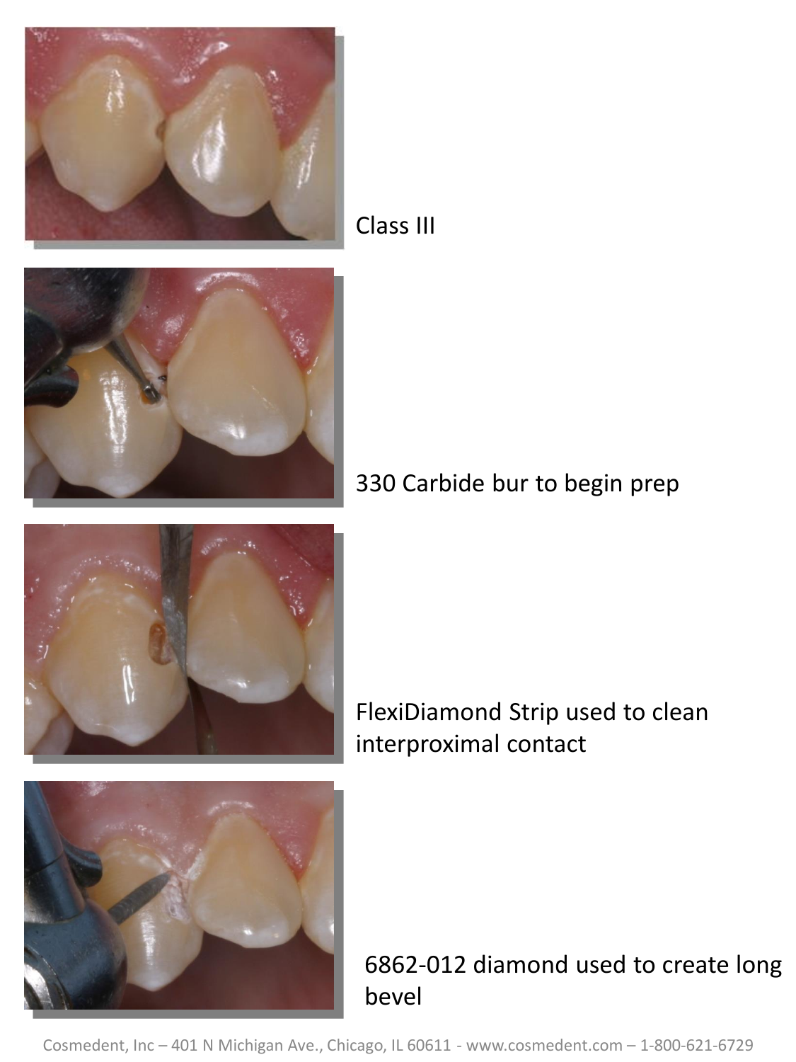Class III

330 Carbide bur to begin prep

FlexiDiamond Strip used to clean interproximal contact

6862-012 diamond used to create long bevel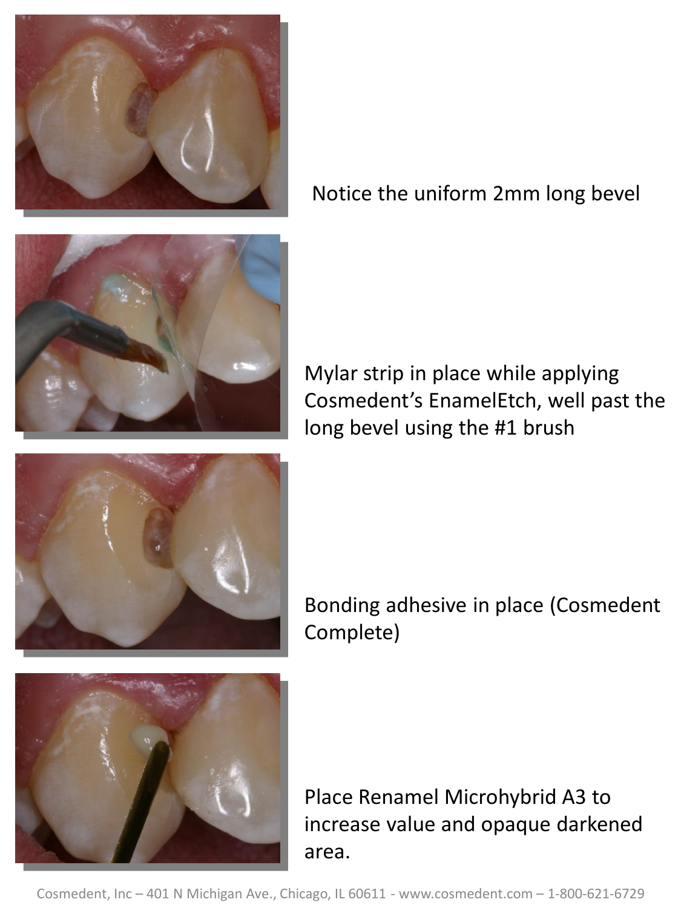Notice the uniform 2mm long bevel

Mylar strip in place while applying Cosmedent's EnamelEtch, well past the long bevel using the #1 brush

Bonding adhesive in place (Cosmedent Complete)

Place Renamel Microhybrid A3 to increase value and opaque darkened area.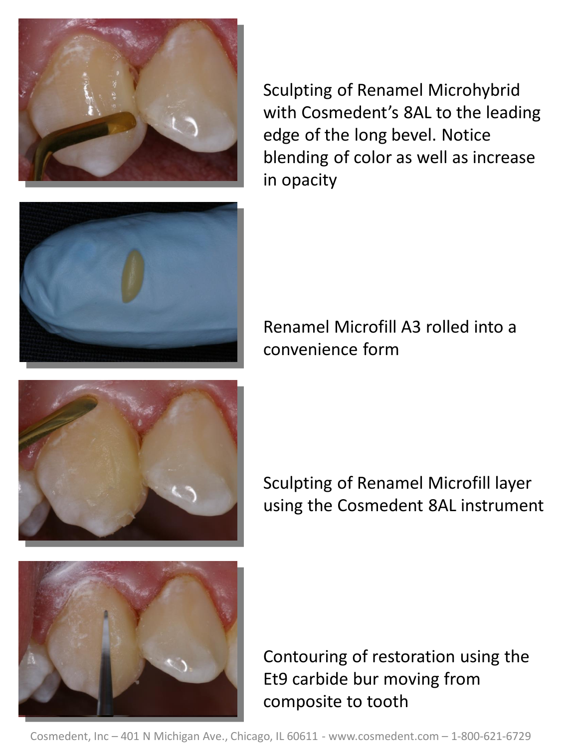Sculpting of Renamel Microhybrid with Cosmedent's 8AL to the leading edge of the long bevel. Notice blending of color as well as increase in opacity

Renamel Microfill A3 rolled into a convenience form

Sculpting of Renamel Microfill layer using the Cosmedent 8AL instrument

Contouring of restoration using the Et9 carbide bur moving from composite to tooth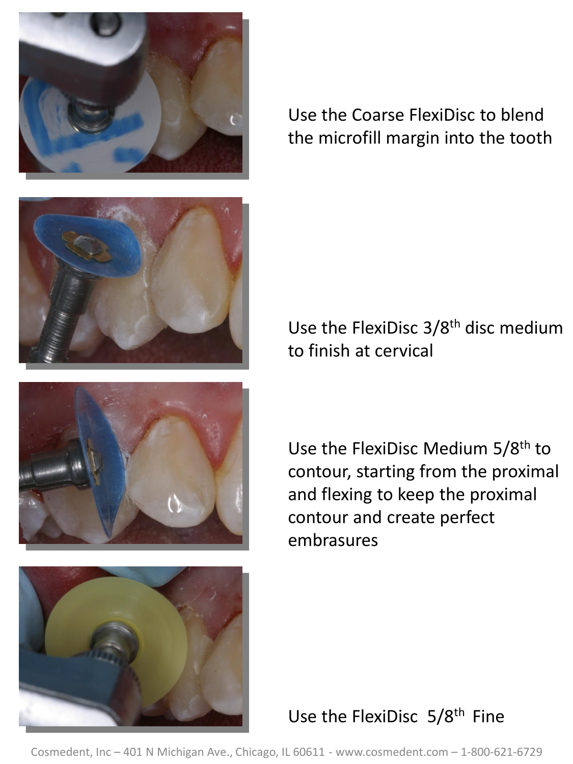Use the Coarse FlexiDisc to blend the microfill margin into the tooth

Use the FlexiDisc 3/8$^{th}$ disc medium to finish at cervical

Use the FlexiDisc Medium 5/8$^{th}$ to contour, starting from the proximal and flexing to keep the proximal contour and create perfect embrasures

Use the FlexiDisc 5/8$^{th}$ Fine

Cosmedent, Inc – 401 N Michigan Ave., Chicago, IL 60611 - www.cosmedent.com – 1-800-621-6729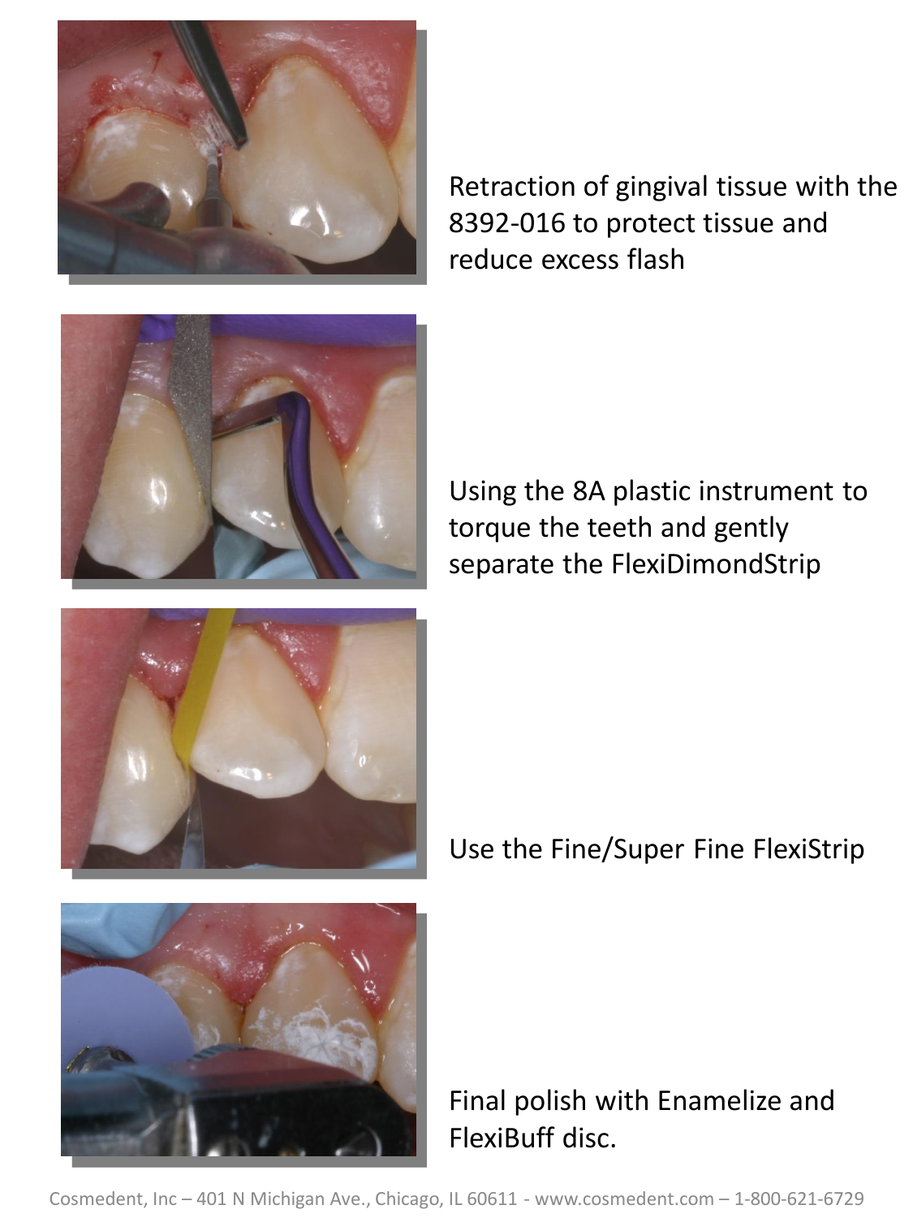Retraction of gingival tissue with the 8392-016 to protect tissue and reduce excess flash

Using the 8A plastic instrument to torque the teeth and gently separate the FlexiDimondStrip

Use the Fine/Super Fine FlexiStrip

Final polish with Enamelize and FlexiBuff disc.

Cosmedent, Inc – 401 N Michigan Ave., Chicago, IL 60611 - www.cosmedent.com – 1-800-621-6729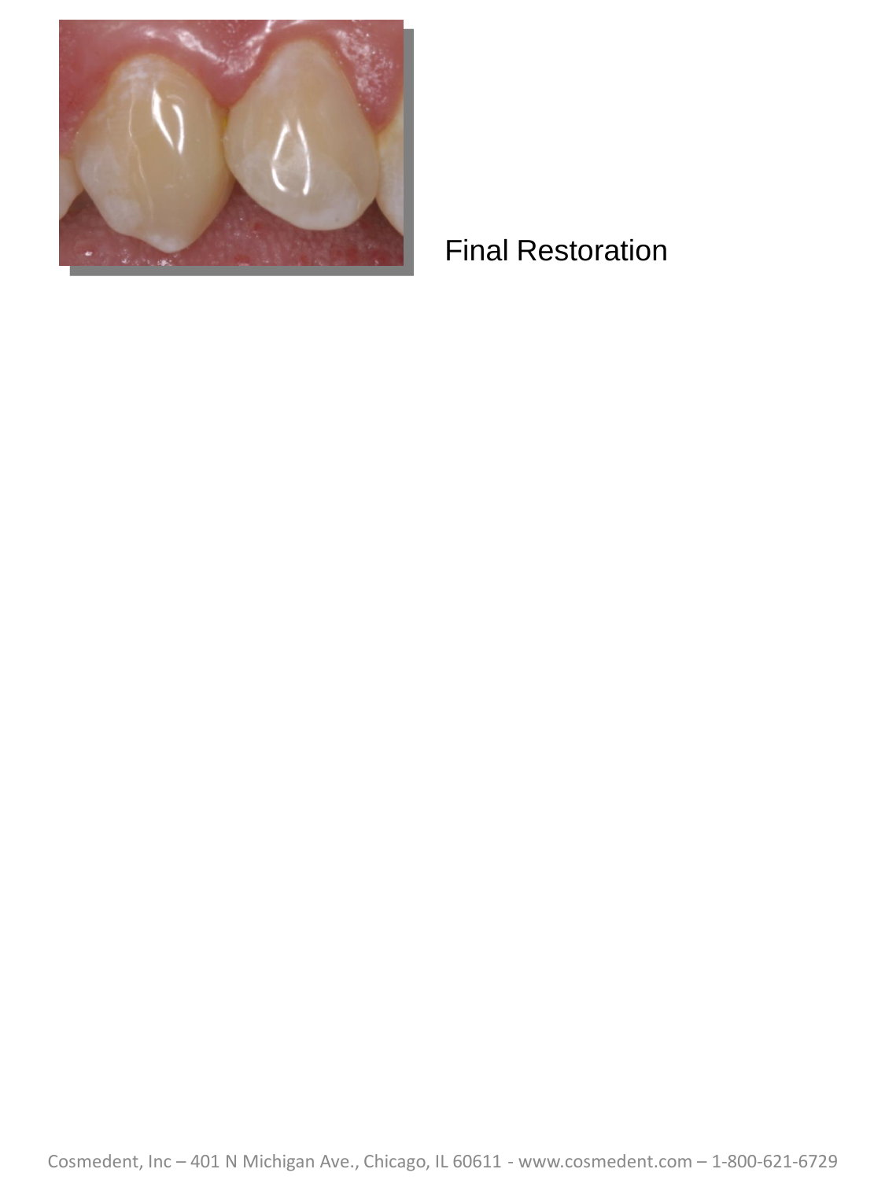Final Restoration